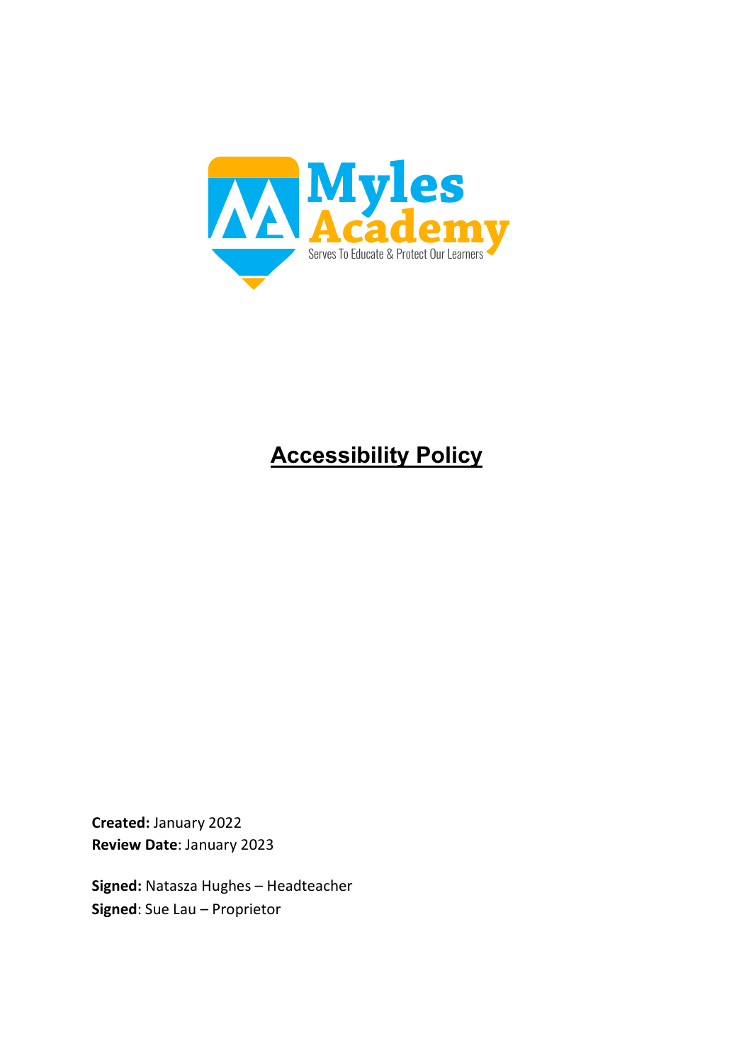Myles Academy

Serves To Educate & Protect Our Learners

# Accessibility Policy

**Created:** January 2022
**Review Date**: January 2023

**Signed:** Natasza Hughes – Headteacher
**Signed**: Sue Lau – Proprietor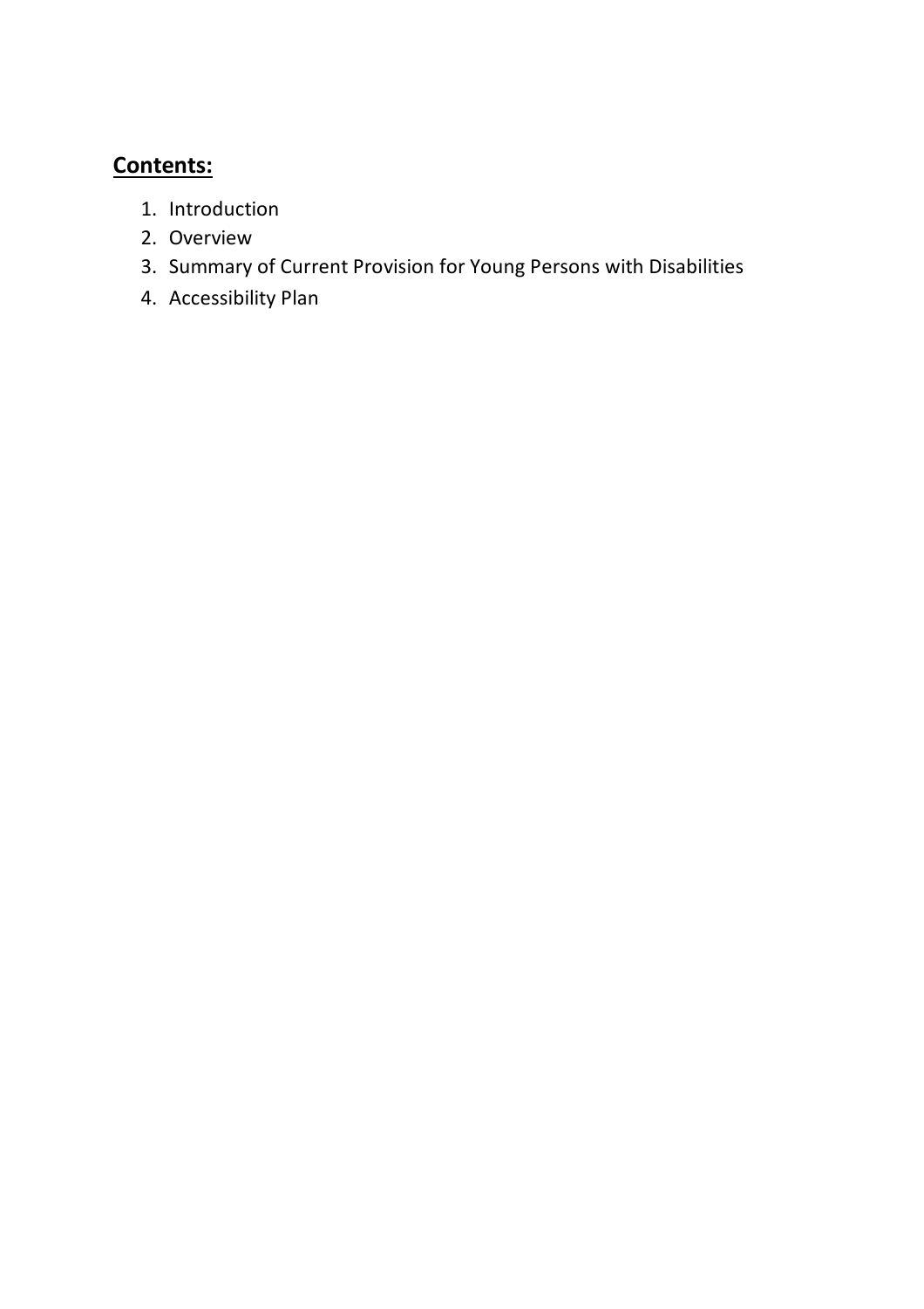## **Contents:**

1. Introduction
2. Overview
3. Summary of Current Provision for Young Persons with Disabilities
4. Accessibility Plan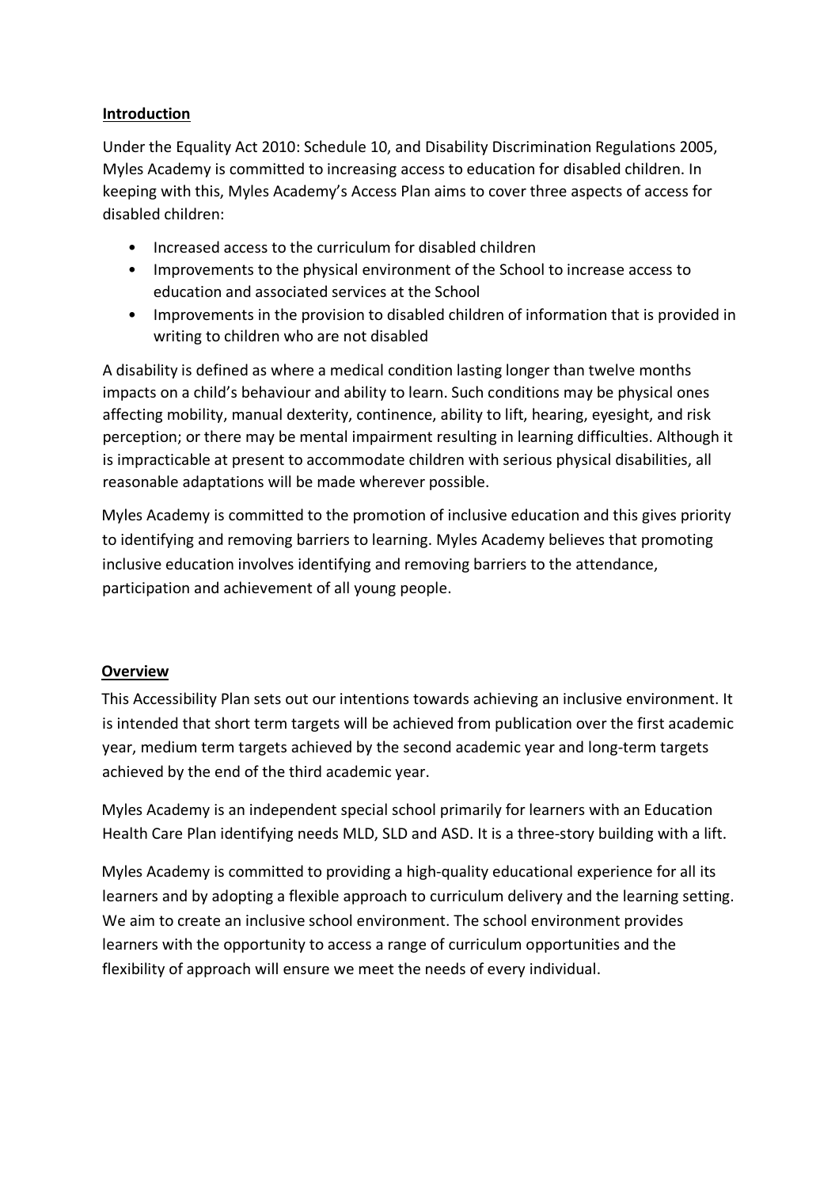**Introduction**

Under the Equality Act 2010: Schedule 10, and Disability Discrimination Regulations 2005, Myles Academy is committed to increasing access to education for disabled children. In keeping with this, Myles Academy's Access Plan aims to cover three aspects of access for disabled children:

- Increased access to the curriculum for disabled children
- Improvements to the physical environment of the School to increase access to education and associated services at the School
- Improvements in the provision to disabled children of information that is provided in writing to children who are not disabled

A disability is defined as where a medical condition lasting longer than twelve months impacts on a child's behaviour and ability to learn. Such conditions may be physical ones affecting mobility, manual dexterity, continence, ability to lift, hearing, eyesight, and risk perception; or there may be mental impairment resulting in learning difficulties. Although it is impracticable at present to accommodate children with serious physical disabilities, all reasonable adaptations will be made wherever possible.

Myles Academy is committed to the promotion of inclusive education and this gives priority to identifying and removing barriers to learning. Myles Academy believes that promoting inclusive education involves identifying and removing barriers to the attendance, participation and achievement of all young people.

**Overview**

This Accessibility Plan sets out our intentions towards achieving an inclusive environment. It is intended that short term targets will be achieved from publication over the first academic year, medium term targets achieved by the second academic year and long-term targets achieved by the end of the third academic year.

Myles Academy is an independent special school primarily for learners with an Education Health Care Plan identifying needs MLD, SLD and ASD. It is a three-story building with a lift.

Myles Academy is committed to providing a high-quality educational experience for all its learners and by adopting a flexible approach to curriculum delivery and the learning setting. We aim to create an inclusive school environment. The school environment provides learners with the opportunity to access a range of curriculum opportunities and the flexibility of approach will ensure we meet the needs of every individual.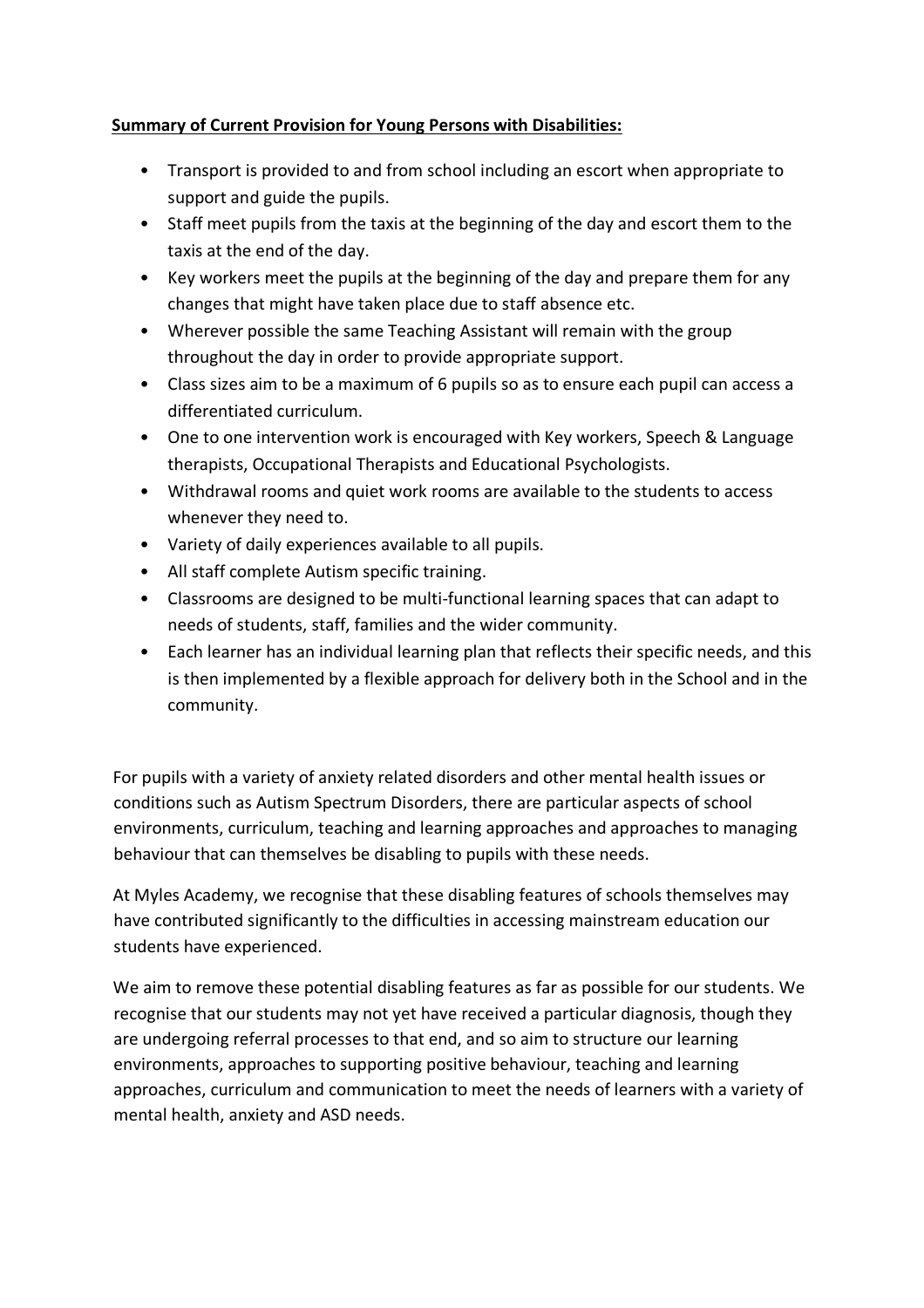**Summary of Current Provision for Young Persons with Disabilities:**

- Transport is provided to and from school including an escort when appropriate to support and guide the pupils.
- Staff meet pupils from the taxis at the beginning of the day and escort them to the taxis at the end of the day.
- Key workers meet the pupils at the beginning of the day and prepare them for any changes that might have taken place due to staff absence etc.
- Wherever possible the same Teaching Assistant will remain with the group throughout the day in order to provide appropriate support.
- Class sizes aim to be a maximum of 6 pupils so as to ensure each pupil can access a differentiated curriculum.
- One to one intervention work is encouraged with Key workers, Speech & Language therapists, Occupational Therapists and Educational Psychologists.
- Withdrawal rooms and quiet work rooms are available to the students to access whenever they need to.
- Variety of daily experiences available to all pupils.
- All staff complete Autism specific training.
- Classrooms are designed to be multi-functional learning spaces that can adapt to needs of students, staff, families and the wider community.
- Each learner has an individual learning plan that reflects their specific needs, and this is then implemented by a flexible approach for delivery both in the School and in the community.

For pupils with a variety of anxiety related disorders and other mental health issues or conditions such as Autism Spectrum Disorders, there are particular aspects of school environments, curriculum, teaching and learning approaches and approaches to managing behaviour that can themselves be disabling to pupils with these needs.

At Myles Academy, we recognise that these disabling features of schools themselves may have contributed significantly to the difficulties in accessing mainstream education our students have experienced.

We aim to remove these potential disabling features as far as possible for our students. We recognise that our students may not yet have received a particular diagnosis, though they are undergoing referral processes to that end, and so aim to structure our learning environments, approaches to supporting positive behaviour, teaching and learning approaches, curriculum and communication to meet the needs of learners with a variety of mental health, anxiety and ASD needs.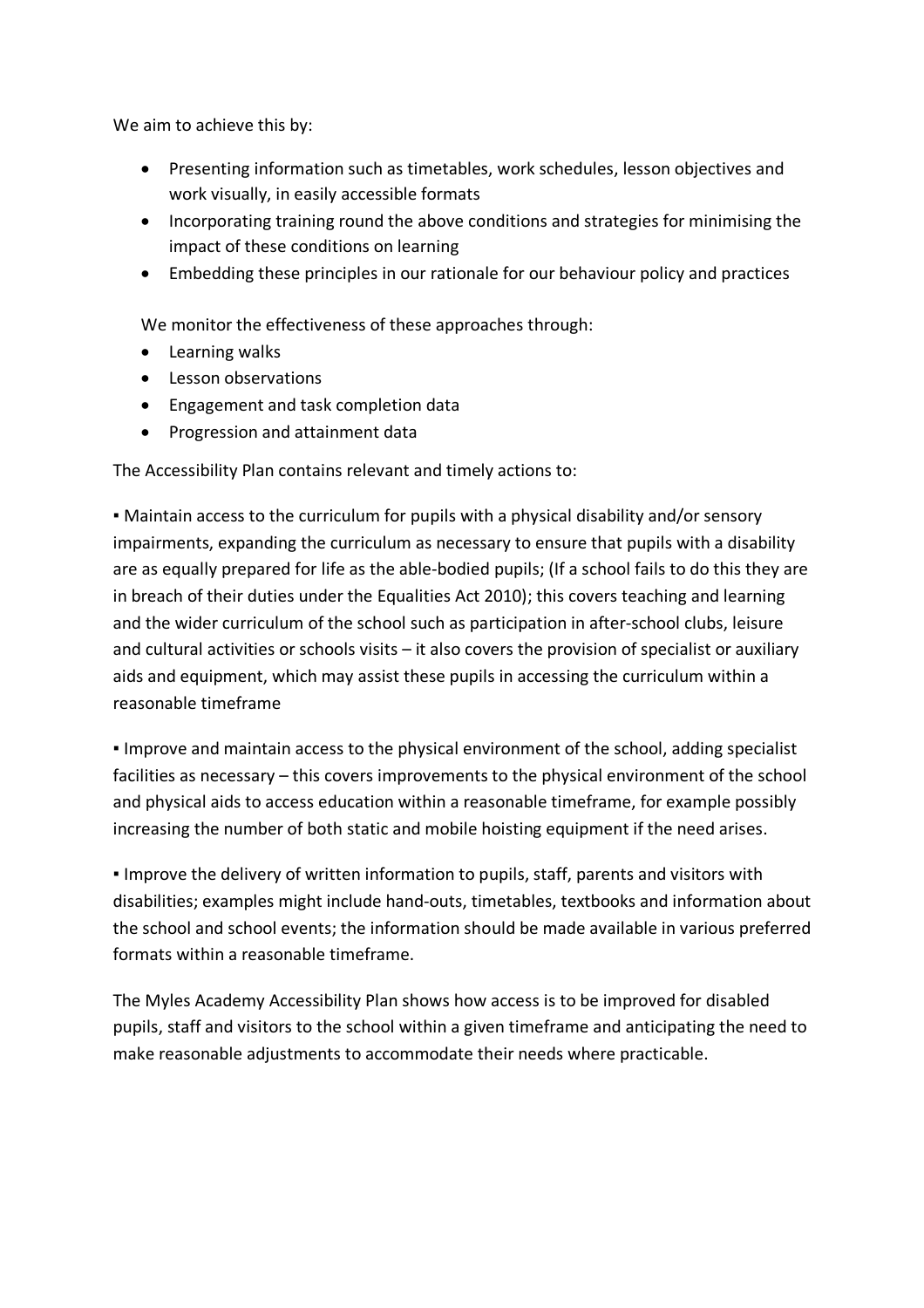We aim to achieve this by:

- Presenting information such as timetables, work schedules, lesson objectives and work visually, in easily accessible formats
- Incorporating training round the above conditions and strategies for minimising the impact of these conditions on learning
- Embedding these principles in our rationale for our behaviour policy and practices

We monitor the effectiveness of these approaches through:

- Learning walks
- Lesson observations
- Engagement and task completion data
- Progression and attainment data

The Accessibility Plan contains relevant and timely actions to:

▪ Maintain access to the curriculum for pupils with a physical disability and/or sensory impairments, expanding the curriculum as necessary to ensure that pupils with a disability are as equally prepared for life as the able-bodied pupils; (If a school fails to do this they are in breach of their duties under the Equalities Act 2010); this covers teaching and learning and the wider curriculum of the school such as participation in after-school clubs, leisure and cultural activities or schools visits – it also covers the provision of specialist or auxiliary aids and equipment, which may assist these pupils in accessing the curriculum within a reasonable timeframe

▪ Improve and maintain access to the physical environment of the school, adding specialist facilities as necessary – this covers improvements to the physical environment of the school and physical aids to access education within a reasonable timeframe, for example possibly increasing the number of both static and mobile hoisting equipment if the need arises.

▪ Improve the delivery of written information to pupils, staff, parents and visitors with disabilities; examples might include hand-outs, timetables, textbooks and information about the school and school events; the information should be made available in various preferred formats within a reasonable timeframe.

The Myles Academy Accessibility Plan shows how access is to be improved for disabled pupils, staff and visitors to the school within a given timeframe and anticipating the need to make reasonable adjustments to accommodate their needs where practicable.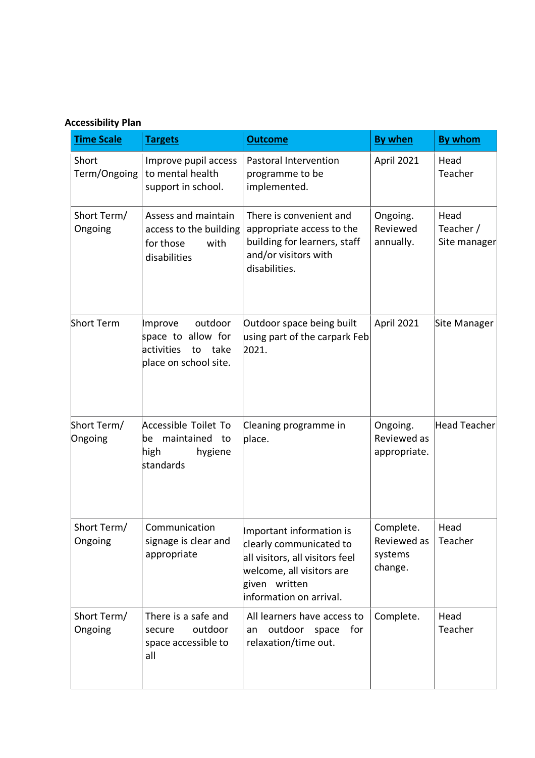**Accessibility Plan**

| Time Scale | Targets | Outcome | By when | By whom |
|---|---|---|---|---|
| Short Term/Ongoing | Improve pupil access to mental health support in school. | Pastoral Intervention programme to be implemented. | April 2021 | Head Teacher |
| Short Term/ Ongoing | Assess and maintain access to the building for those with disabilities | There is convenient and appropriate access to the building for learners, staff and/or visitors with disabilities. | Ongoing. Reviewed annually. | Head Teacher / Site manager |
| Short Term | Improve outdoor space to allow for activities to take place on school site. | Outdoor space being built using part of the carpark Feb 2021. | April 2021 | Site Manager |
| Short Term/ Ongoing | Accessible Toilet To be maintained to high hygiene standards | Cleaning programme in place. | Ongoing. Reviewed as appropriate. | Head Teacher |
| Short Term/ Ongoing | Communication signage is clear and appropriate | Important information is clearly communicated to all visitors, all visitors feel welcome, all visitors are given written information on arrival. | Complete. Reviewed as systems change. | Head Teacher |
| Short Term/ Ongoing | There is a safe and secure outdoor space accessible to all | All learners have access to an outdoor space for relaxation/time out. | Complete. | Head Teacher |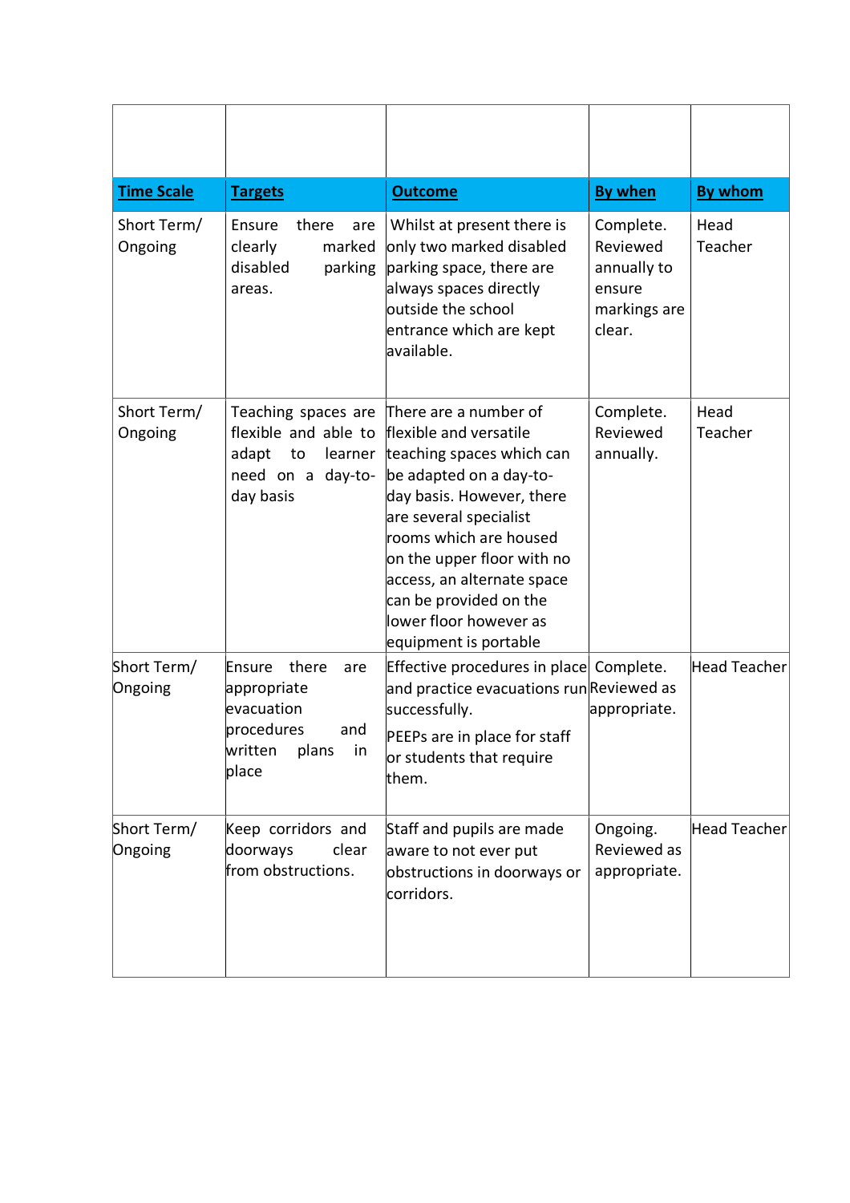| **Time Scale** | **Targets** | **Outcome** | **By when** | **By whom** |
|---|---|---|---|---|
| Short Term/ Ongoing | Ensure there are clearly marked disabled parking areas. | Whilst at present there is only two marked disabled parking space, there are always spaces directly outside the school entrance which are kept available. | Complete. Reviewed annually to ensure markings are clear. | Head Teacher |
| Short Term/ Ongoing | Teaching spaces are flexible and able to adapt to learner need on a day-to-day basis | There are a number of flexible and versatile teaching spaces which can be adapted on a day-to-day basis. However, there are several specialist rooms which are housed on the upper floor with no access, an alternate space can be provided on the lower floor however as equipment is portable | Complete. Reviewed annually. | Head Teacher |
| Short Term/ Ongoing | Ensure there are appropriate evacuation procedures and written plans in place | Effective procedures in place and practice evacuations run successfully.<br><br>PEEPs are in place for staff or students that require them. | Complete. Reviewed as appropriate. | Head Teacher |
| Short Term/ Ongoing | Keep corridors and doorways clear from obstructions. | Staff and pupils are made aware to not ever put obstructions in doorways or corridors. | Ongoing. Reviewed as appropriate. | Head Teacher |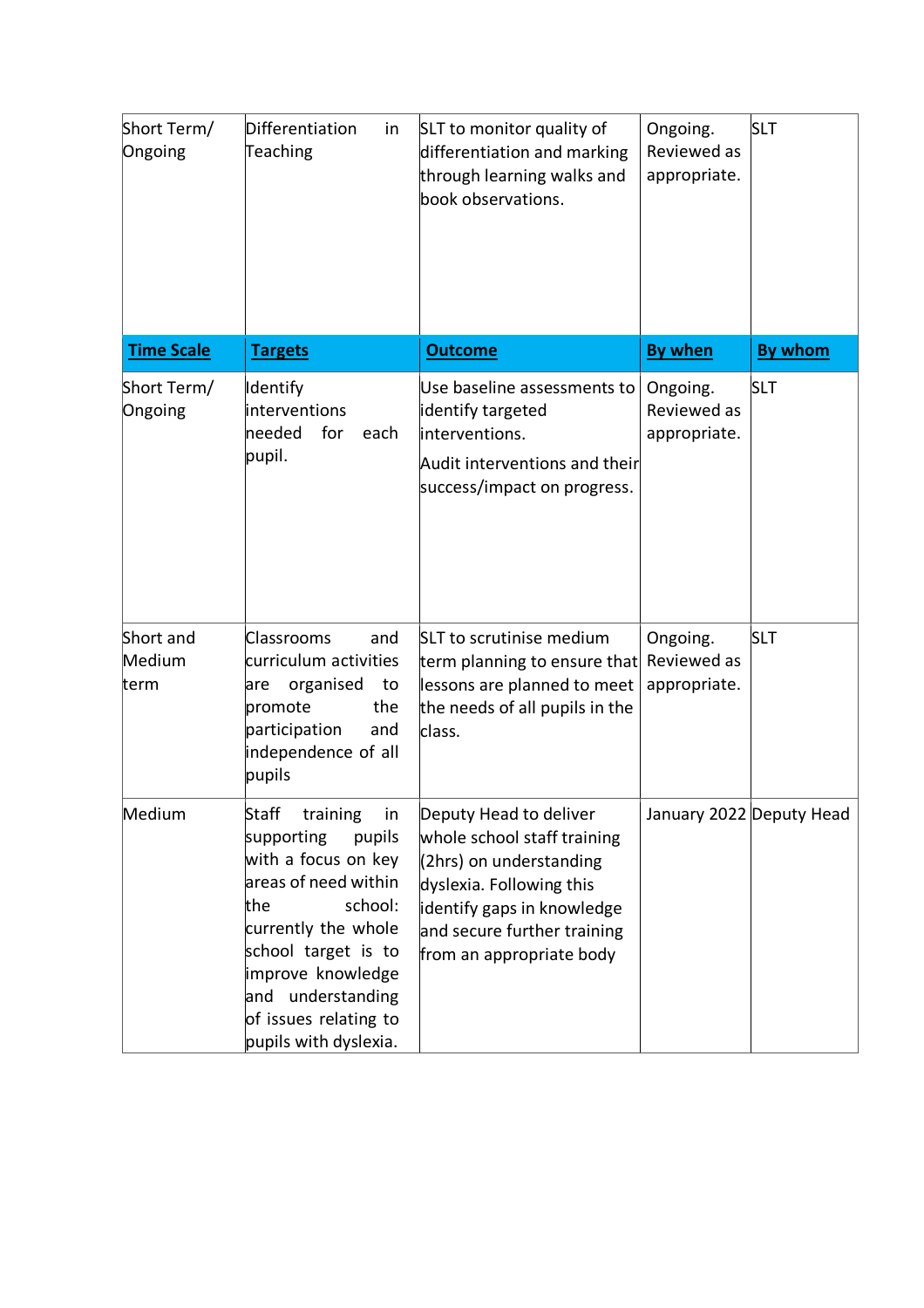| | | | | |
|---|---|---|---|---|
| Short Term/ Ongoing | Differentiation in Teaching | SLT to monitor quality of differentiation and marking through learning walks and book observations. | Ongoing. Reviewed as appropriate. | SLT |
| **Time Scale** | **Targets** | **Outcome** | **By when** | **By whom** |
| Short Term/ Ongoing | Identify interventions needed for each pupil. | Use baseline assessments to identify targeted interventions.<br>Audit interventions and their success/impact on progress. | Ongoing. Reviewed as appropriate. | SLT |
| Short and Medium term | Classrooms and curriculum activities are organised to promote the participation and independence of all pupils | SLT to scrutinise medium term planning to ensure that lessons are planned to meet the needs of all pupils in the class. | Ongoing. Reviewed as appropriate. | SLT |
| Medium | Staff training in supporting pupils with a focus on key areas of need within the school: currently the whole school target is to improve knowledge and understanding of issues relating to pupils with dyslexia. | Deputy Head to deliver whole school staff training (2hrs) on understanding dyslexia. Following this identify gaps in knowledge and secure further training from an appropriate body | January 2022 | Deputy Head |